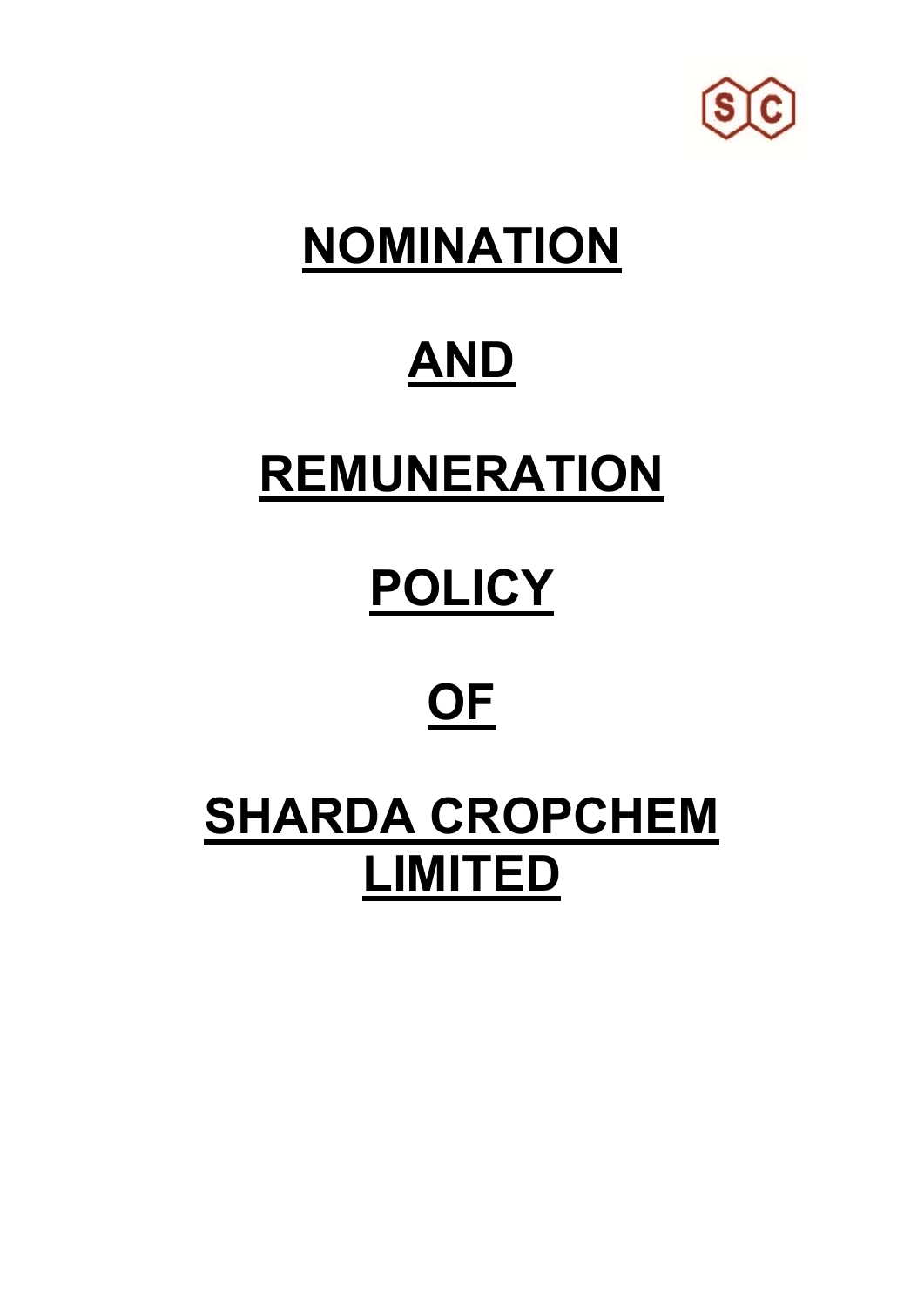# NOMINATION

# AND

# REMUNERATION

# POLICY

# OF

# SHARDA CROPCHEM LIMITED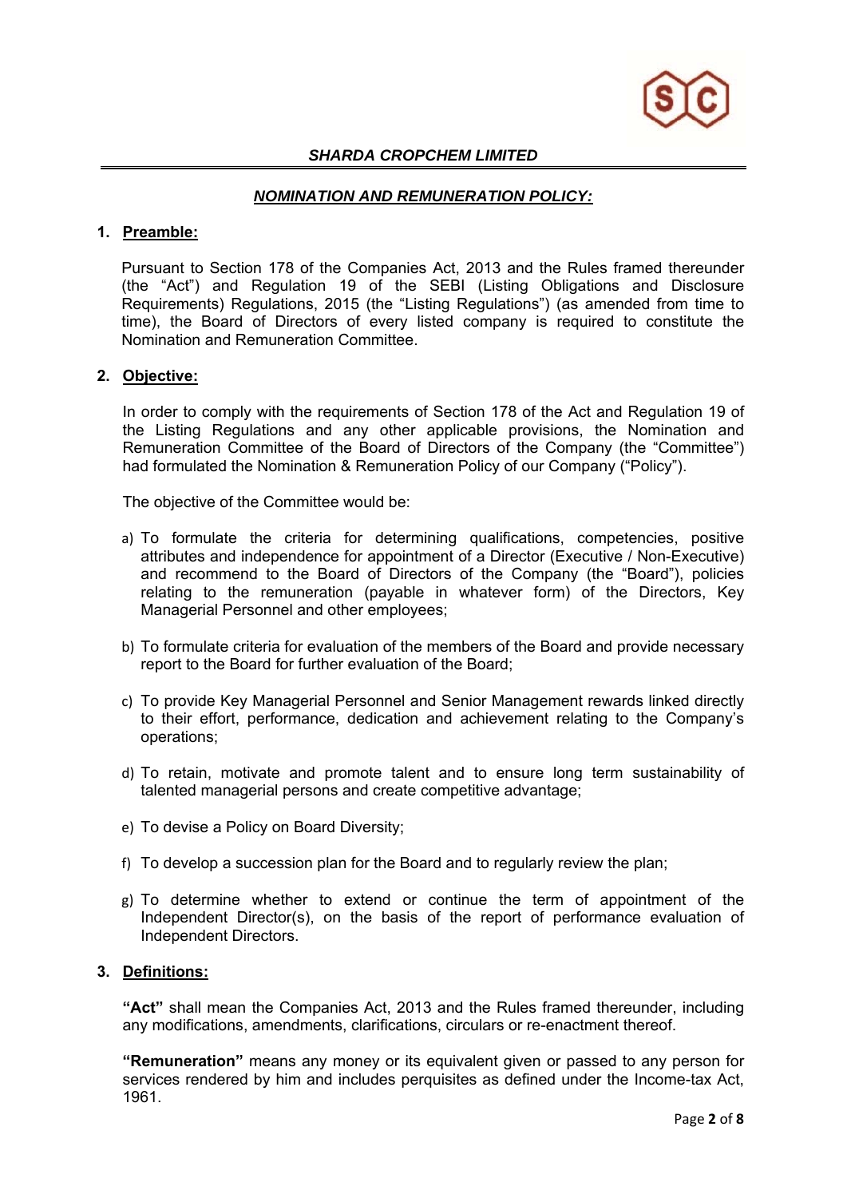***SHARDA CROPCHEM LIMITED***

## ***NOMINATION AND REMUNERATION POLICY:***

### 1. Preamble:

Pursuant to Section 178 of the Companies Act, 2013 and the Rules framed thereunder (the "Act") and Regulation 19 of the SEBI (Listing Obligations and Disclosure Requirements) Regulations, 2015 (the "Listing Regulations") (as amended from time to time), the Board of Directors of every listed company is required to constitute the Nomination and Remuneration Committee.

### 2. Objective:

In order to comply with the requirements of Section 178 of the Act and Regulation 19 of the Listing Regulations and any other applicable provisions, the Nomination and Remuneration Committee of the Board of Directors of the Company (the "Committee") had formulated the Nomination & Remuneration Policy of our Company ("Policy").

The objective of the Committee would be:

a) To formulate the criteria for determining qualifications, competencies, positive attributes and independence for appointment of a Director (Executive / Non-Executive) and recommend to the Board of Directors of the Company (the "Board"), policies relating to the remuneration (payable in whatever form) of the Directors, Key Managerial Personnel and other employees;

b) To formulate criteria for evaluation of the members of the Board and provide necessary report to the Board for further evaluation of the Board;

c) To provide Key Managerial Personnel and Senior Management rewards linked directly to their effort, performance, dedication and achievement relating to the Company's operations;

d) To retain, motivate and promote talent and to ensure long term sustainability of talented managerial persons and create competitive advantage;

e) To devise a Policy on Board Diversity;

f) To develop a succession plan for the Board and to regularly review the plan;

g) To determine whether to extend or continue the term of appointment of the Independent Director(s), on the basis of the report of performance evaluation of Independent Directors.

### 3. Definitions:

**"Act"** shall mean the Companies Act, 2013 and the Rules framed thereunder, including any modifications, amendments, clarifications, circulars or re-enactment thereof.

**"Remuneration"** means any money or its equivalent given or passed to any person for services rendered by him and includes perquisites as defined under the Income-tax Act, 1961.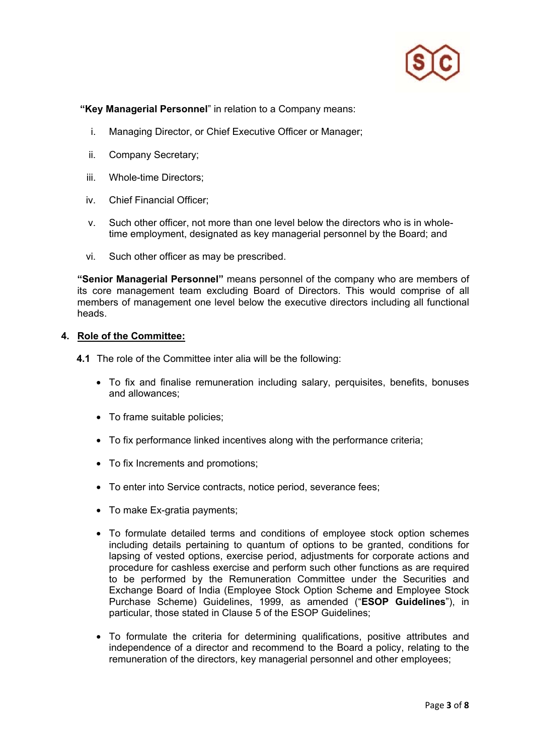**"Key Managerial Personnel"** in relation to a Company means:

i. Managing Director, or Chief Executive Officer or Manager;

ii. Company Secretary;

iii. Whole-time Directors;

iv. Chief Financial Officer;

v. Such other officer, not more than one level below the directors who is in whole-time employment, designated as key managerial personnel by the Board; and

vi. Such other officer as may be prescribed.

**"Senior Managerial Personnel"** means personnel of the company who are members of its core management team excluding Board of Directors. This would comprise of all members of management one level below the executive directors including all functional heads.

## 4. Role of the Committee:

**4.1** The role of the Committee inter alia will be the following:

- To fix and finalise remuneration including salary, perquisites, benefits, bonuses and allowances;
- To frame suitable policies;
- To fix performance linked incentives along with the performance criteria;
- To fix Increments and promotions;
- To enter into Service contracts, notice period, severance fees;
- To make Ex-gratia payments;
- To formulate detailed terms and conditions of employee stock option schemes including details pertaining to quantum of options to be granted, conditions for lapsing of vested options, exercise period, adjustments for corporate actions and procedure for cashless exercise and perform such other functions as are required to be performed by the Remuneration Committee under the Securities and Exchange Board of India (Employee Stock Option Scheme and Employee Stock Purchase Scheme) Guidelines, 1999, as amended ("**ESOP Guidelines**"), in particular, those stated in Clause 5 of the ESOP Guidelines;
- To formulate the criteria for determining qualifications, positive attributes and independence of a director and recommend to the Board a policy, relating to the remuneration of the directors, key managerial personnel and other employees;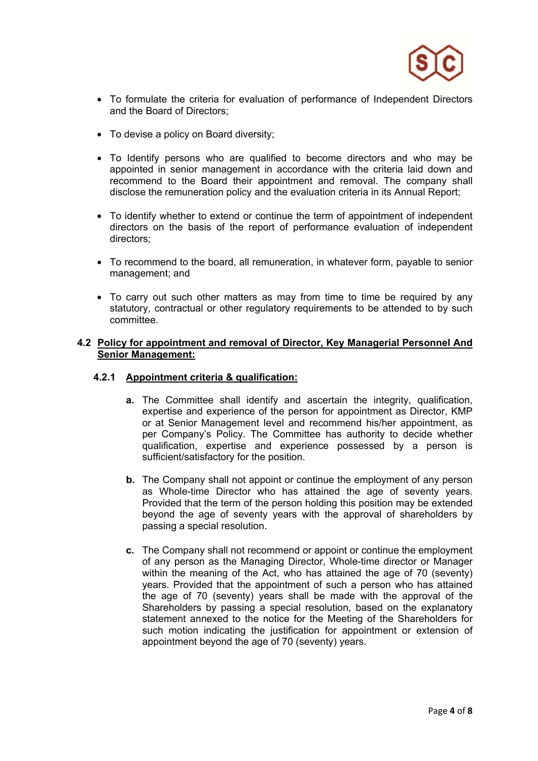- To formulate the criteria for evaluation of performance of Independent Directors and the Board of Directors;
- To devise a policy on Board diversity;
- To Identify persons who are qualified to become directors and who may be appointed in senior management in accordance with the criteria laid down and recommend to the Board their appointment and removal. The company shall disclose the remuneration policy and the evaluation criteria in its Annual Report;
- To identify whether to extend or continue the term of appointment of independent directors on the basis of the report of performance evaluation of independent directors;
- To recommend to the board, all remuneration, in whatever form, payable to senior management; and
- To carry out such other matters as may from time to time be required by any statutory, contractual or other regulatory requirements to be attended to by such committee.

### 4.2 <u>Policy for appointment and removal of Director, Key Managerial Personnel And Senior Management:</u>

#### 4.2.1 <u>Appointment criteria & qualification:</u>

**a.** The Committee shall identify and ascertain the integrity, qualification, expertise and experience of the person for appointment as Director, KMP or at Senior Management level and recommend his/her appointment, as per Company's Policy. The Committee has authority to decide whether qualification, expertise and experience possessed by a person is sufficient/satisfactory for the position.

**b.** The Company shall not appoint or continue the employment of any person as Whole-time Director who has attained the age of seventy years. Provided that the term of the person holding this position may be extended beyond the age of seventy years with the approval of shareholders by passing a special resolution.

**c.** The Company shall not recommend or appoint or continue the employment of any person as the Managing Director, Whole-time director or Manager within the meaning of the Act, who has attained the age of 70 (seventy) years. Provided that the appointment of such a person who has attained the age of 70 (seventy) years shall be made with the approval of the Shareholders by passing a special resolution, based on the explanatory statement annexed to the notice for the Meeting of the Shareholders for such motion indicating the justification for appointment or extension of appointment beyond the age of 70 (seventy) years.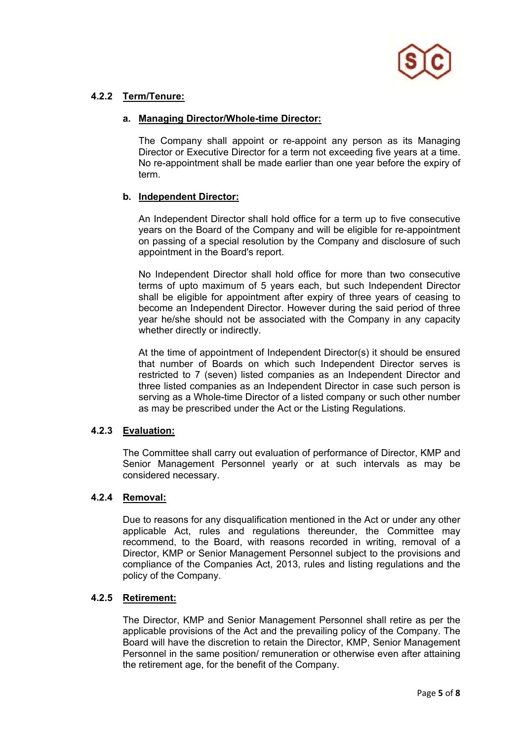#### 4.2.2 Term/Tenure:

**a. Managing Director/Whole-time Director:**

The Company shall appoint or re-appoint any person as its Managing Director or Executive Director for a term not exceeding five years at a time. No re-appointment shall be made earlier than one year before the expiry of term.

**b. Independent Director:**

An Independent Director shall hold office for a term up to five consecutive years on the Board of the Company and will be eligible for re-appointment on passing of a special resolution by the Company and disclosure of such appointment in the Board's report.

No Independent Director shall hold office for more than two consecutive terms of upto maximum of 5 years each, but such Independent Director shall be eligible for appointment after expiry of three years of ceasing to become an Independent Director. However during the said period of three year he/she should not be associated with the Company in any capacity whether directly or indirectly.

At the time of appointment of Independent Director(s) it should be ensured that number of Boards on which such Independent Director serves is restricted to 7 (seven) listed companies as an Independent Director and three listed companies as an Independent Director in case such person is serving as a Whole-time Director of a listed company or such other number as may be prescribed under the Act or the Listing Regulations.

#### 4.2.3 Evaluation:

The Committee shall carry out evaluation of performance of Director, KMP and Senior Management Personnel yearly or at such intervals as may be considered necessary.

#### 4.2.4 Removal:

Due to reasons for any disqualification mentioned in the Act or under any other applicable Act, rules and regulations thereunder, the Committee may recommend, to the Board, with reasons recorded in writing, removal of a Director, KMP or Senior Management Personnel subject to the provisions and compliance of the Companies Act, 2013, rules and listing regulations and the policy of the Company.

#### 4.2.5 Retirement:

The Director, KMP and Senior Management Personnel shall retire as per the applicable provisions of the Act and the prevailing policy of the Company. The Board will have the discretion to retain the Director, KMP, Senior Management Personnel in the same position/ remuneration or otherwise even after attaining the retirement age, for the benefit of the Company.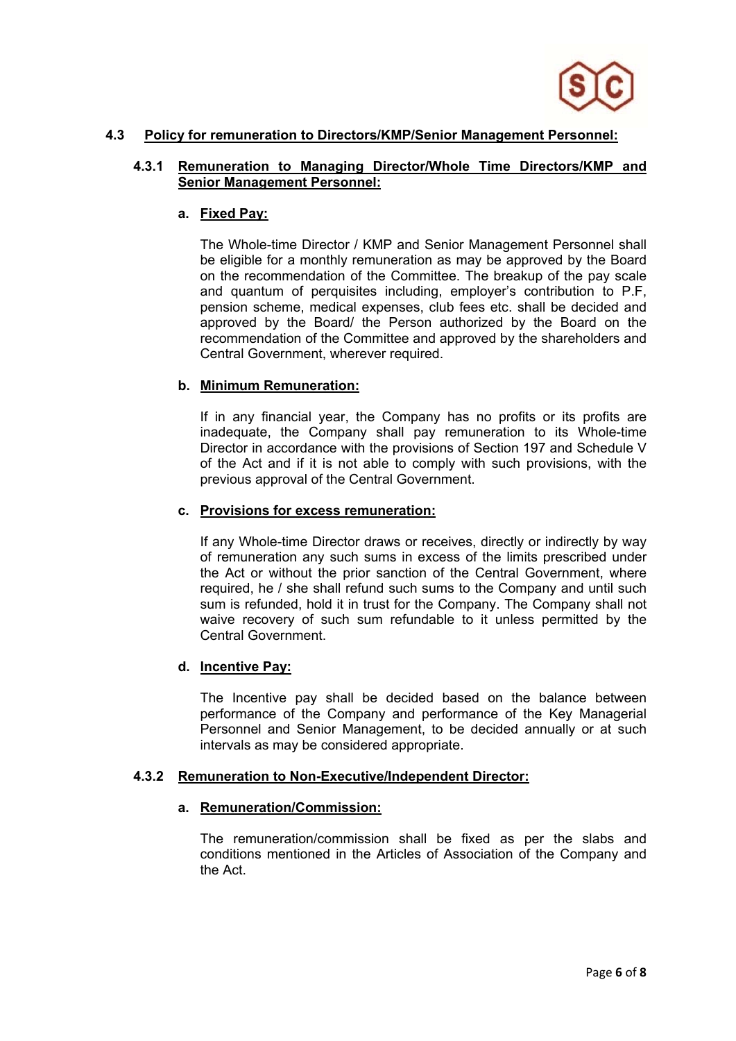## 4.3 Policy for remuneration to Directors/KMP/Senior Management Personnel:

### 4.3.1 Remuneration to Managing Director/Whole Time Directors/KMP and Senior Management Personnel:

**a. Fixed Pay:**

The Whole-time Director / KMP and Senior Management Personnel shall be eligible for a monthly remuneration as may be approved by the Board on the recommendation of the Committee. The breakup of the pay scale and quantum of perquisites including, employer's contribution to P.F, pension scheme, medical expenses, club fees etc. shall be decided and approved by the Board/ the Person authorized by the Board on the recommendation of the Committee and approved by the shareholders and Central Government, wherever required.

**b. Minimum Remuneration:**

If in any financial year, the Company has no profits or its profits are inadequate, the Company shall pay remuneration to its Whole-time Director in accordance with the provisions of Section 197 and Schedule V of the Act and if it is not able to comply with such provisions, with the previous approval of the Central Government.

**c. Provisions for excess remuneration:**

If any Whole-time Director draws or receives, directly or indirectly by way of remuneration any such sums in excess of the limits prescribed under the Act or without the prior sanction of the Central Government, where required, he / she shall refund such sums to the Company and until such sum is refunded, hold it in trust for the Company. The Company shall not waive recovery of such sum refundable to it unless permitted by the Central Government.

**d. Incentive Pay:**

The Incentive pay shall be decided based on the balance between performance of the Company and performance of the Key Managerial Personnel and Senior Management, to be decided annually or at such intervals as may be considered appropriate.

### 4.3.2 Remuneration to Non-Executive/Independent Director:

**a. Remuneration/Commission:**

The remuneration/commission shall be fixed as per the slabs and conditions mentioned in the Articles of Association of the Company and the Act.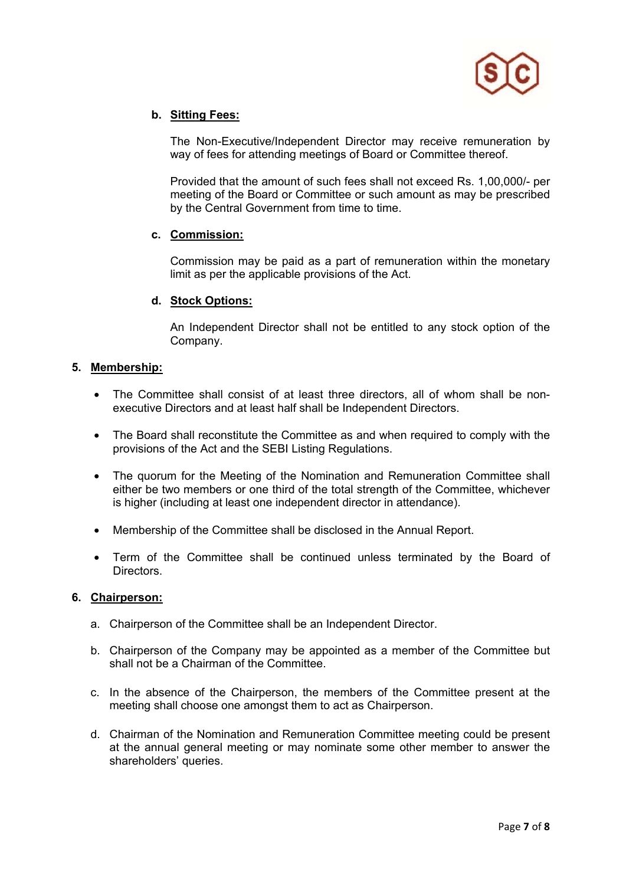**b. Sitting Fees:**

The Non-Executive/Independent Director may receive remuneration by way of fees for attending meetings of Board or Committee thereof.

Provided that the amount of such fees shall not exceed Rs. 1,00,000/- per meeting of the Board or Committee or such amount as may be prescribed by the Central Government from time to time.

**c. Commission:**

Commission may be paid as a part of remuneration within the monetary limit as per the applicable provisions of the Act.

**d. Stock Options:**

An Independent Director shall not be entitled to any stock option of the Company.

## 5. Membership:

- The Committee shall consist of at least three directors, all of whom shall be non-executive Directors and at least half shall be Independent Directors.
- The Board shall reconstitute the Committee as and when required to comply with the provisions of the Act and the SEBI Listing Regulations.
- The quorum for the Meeting of the Nomination and Remuneration Committee shall either be two members or one third of the total strength of the Committee, whichever is higher (including at least one independent director in attendance).
- Membership of the Committee shall be disclosed in the Annual Report.
- Term of the Committee shall be continued unless terminated by the Board of Directors.

## 6. Chairperson:

a. Chairperson of the Committee shall be an Independent Director.

b. Chairperson of the Company may be appointed as a member of the Committee but shall not be a Chairman of the Committee.

c. In the absence of the Chairperson, the members of the Committee present at the meeting shall choose one amongst them to act as Chairperson.

d. Chairman of the Nomination and Remuneration Committee meeting could be present at the annual general meeting or may nominate some other member to answer the shareholders' queries.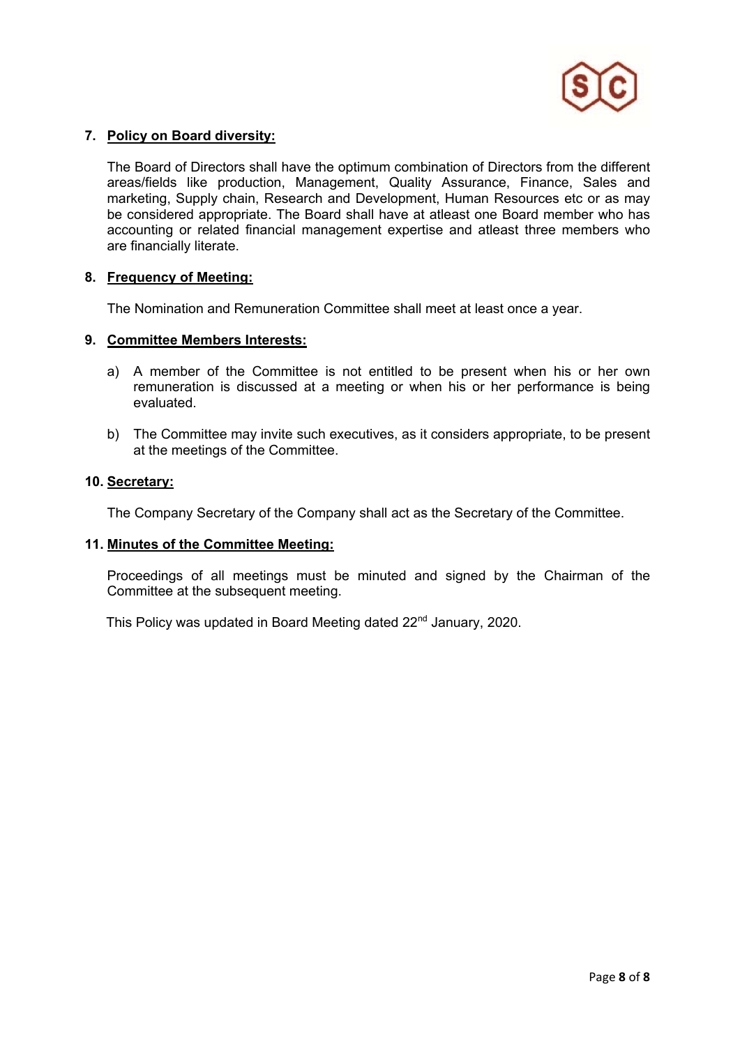## 7. Policy on Board diversity:

The Board of Directors shall have the optimum combination of Directors from the different areas/fields like production, Management, Quality Assurance, Finance, Sales and marketing, Supply chain, Research and Development, Human Resources etc or as may be considered appropriate. The Board shall have at atleast one Board member who has accounting or related financial management expertise and atleast three members who are financially literate.

## 8. Frequency of Meeting:

The Nomination and Remuneration Committee shall meet at least once a year.

## 9. Committee Members Interests:

a) A member of the Committee is not entitled to be present when his or her own remuneration is discussed at a meeting or when his or her performance is being evaluated.

b) The Committee may invite such executives, as it considers appropriate, to be present at the meetings of the Committee.

## 10. Secretary:

The Company Secretary of the Company shall act as the Secretary of the Committee.

## 11. Minutes of the Committee Meeting:

Proceedings of all meetings must be minuted and signed by the Chairman of the Committee at the subsequent meeting.

This Policy was updated in Board Meeting dated 22nd January, 2020.